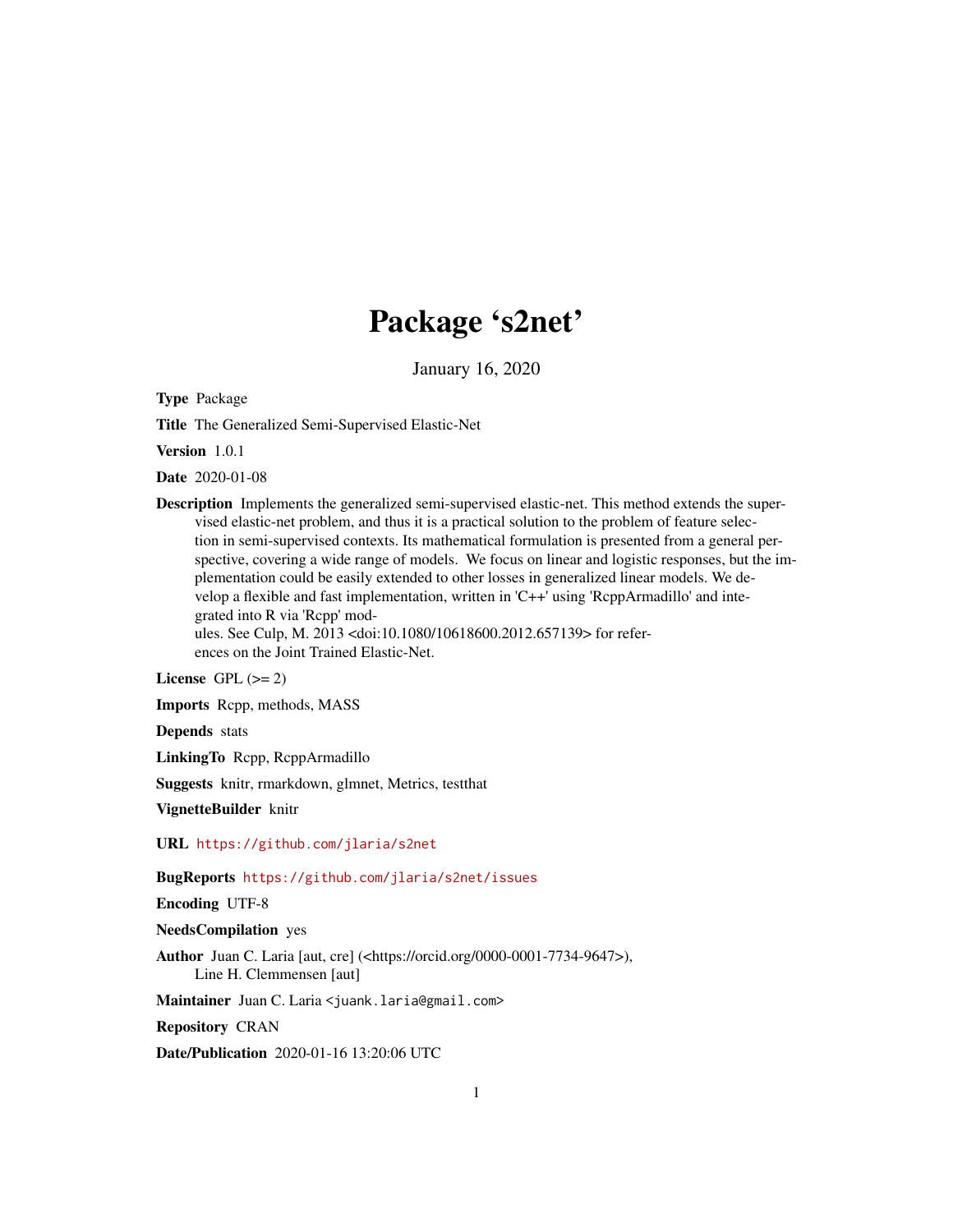# Package 's2net'

January 16, 2020

**Type** Package

**Title** The Generalized Semi-Supervised Elastic-Net

**Version** 1.0.1

**Date** 2020-01-08

**Description** Implements the generalized semi-supervised elastic-net. This method extends the supervised elastic-net problem, and thus it is a practical solution to the problem of feature selection in semi-supervised contexts. Its mathematical formulation is presented from a general perspective, covering a wide range of models. We focus on linear and logistic responses, but the implementation could be easily extended to other losses in generalized linear models. We develop a flexible and fast implementation, written in 'C++' using 'RcppArmadillo' and integrated into R via 'Rcpp' modules. See Culp, M. 2013 <doi:10.1080/10618600.2012.657139> for references on the Joint Trained Elastic-Net.

**License** GPL (>= 2)

**Imports** Rcpp, methods, MASS

**Depends** stats

**LinkingTo** Rcpp, RcppArmadillo

**Suggests** knitr, rmarkdown, glmnet, Metrics, testthat

**VignetteBuilder** knitr

**URL** https://github.com/jlaria/s2net

**BugReports** https://github.com/jlaria/s2net/issues

**Encoding** UTF-8

**NeedsCompilation** yes

**Author** Juan C. Laria [aut, cre] (<https://orcid.org/0000-0001-7734-9647>), Line H. Clemmensen [aut]

**Maintainer** Juan C. Laria <juank.laria@gmail.com>

**Repository** CRAN

**Date/Publication** 2020-01-16 13:20:06 UTC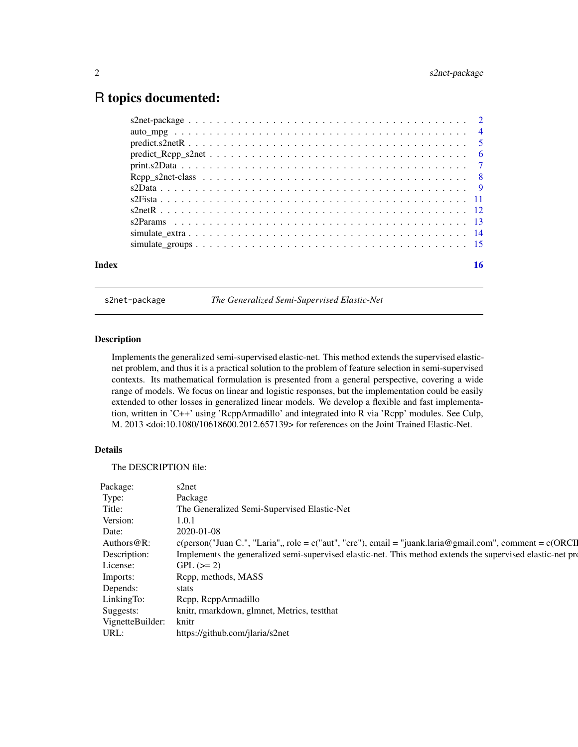# R topics documented:

s2net-package . . . . . . . . . . . . . . . . . . . . . . . . . . . . . . . . . . . . . 2
auto_mpg . . . . . . . . . . . . . . . . . . . . . . . . . . . . . . . . . . . . . . . . 4
predict.s2netR . . . . . . . . . . . . . . . . . . . . . . . . . . . . . . . . . . . . . 5
predict_Rcpp_s2net . . . . . . . . . . . . . . . . . . . . . . . . . . . . . . . . . . 6
print.s2Data . . . . . . . . . . . . . . . . . . . . . . . . . . . . . . . . . . . . . . 7
Rcpp_s2net-class . . . . . . . . . . . . . . . . . . . . . . . . . . . . . . . . . . . 8
s2Data . . . . . . . . . . . . . . . . . . . . . . . . . . . . . . . . . . . . . . . . . 9
s2Fista . . . . . . . . . . . . . . . . . . . . . . . . . . . . . . . . . . . . . . . . 11
s2netR . . . . . . . . . . . . . . . . . . . . . . . . . . . . . . . . . . . . . . . . 12
s2Params . . . . . . . . . . . . . . . . . . . . . . . . . . . . . . . . . . . . . . . 13
simulate_extra . . . . . . . . . . . . . . . . . . . . . . . . . . . . . . . . . . . . 14
simulate_groups . . . . . . . . . . . . . . . . . . . . . . . . . . . . . . . . . . . 15

**Index** **16**

---

`s2net-package` *The Generalized Semi-Supervised Elastic-Net*

---

### Description

Implements the generalized semi-supervised elastic-net. This method extends the supervised elastic-net problem, and thus it is a practical solution to the problem of feature selection in semi-supervised contexts. Its mathematical formulation is presented from a general perspective, covering a wide range of models. We focus on linear and logistic responses, but the implementation could be easily extended to other losses in generalized linear models. We develop a flexible and fast implementation, written in 'C++' using 'RcppArmadillo' and integrated into R via 'Rcpp' modules. See Culp, M. 2013 <doi:10.1080/10618600.2012.657139> for references on the Joint Trained Elastic-Net.

### Details

The DESCRIPTION file:

| | |
|---|---|
| Package: | s2net |
| Type: | Package |
| Title: | The Generalized Semi-Supervised Elastic-Net |
| Version: | 1.0.1 |
| Date: | 2020-01-08 |
| Authors@R: | c(person("Juan C.", "Laria",, role = c("aut", "cre"), email = "juank.laria@gmail.com", comment = c(ORCI |
| Description: | Implements the generalized semi-supervised elastic-net. This method extends the supervised elastic-net pro |
| License: | GPL (>= 2) |
| Imports: | Rcpp, methods, MASS |
| Depends: | stats |
| LinkingTo: | Rcpp, RcppArmadillo |
| Suggests: | knitr, rmarkdown, glmnet, Metrics, testthat |
| VignetteBuilder: | knitr |
| URL: | https://github.com/jlaria/s2net |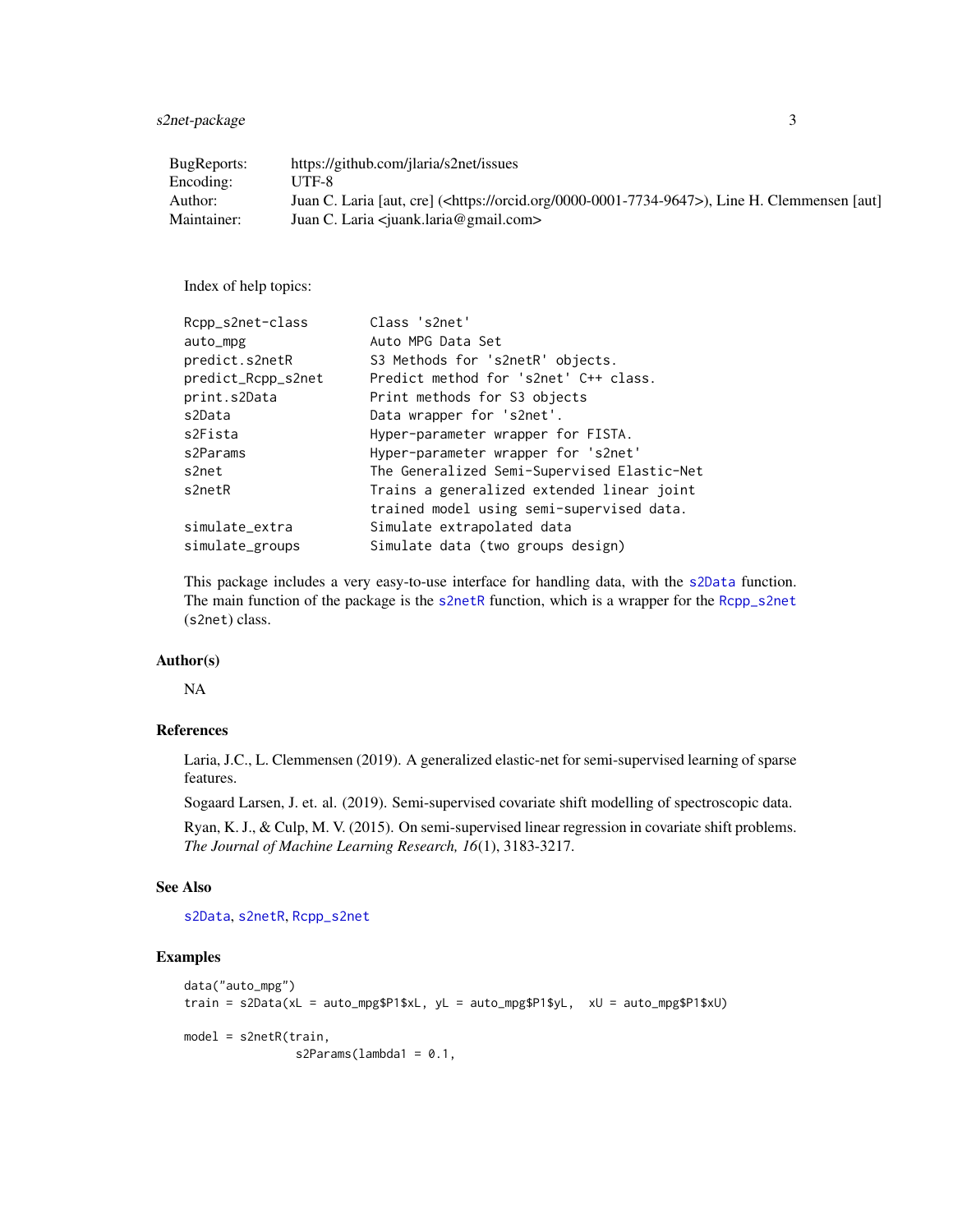| | |
|---|---|
| BugReports: | https://github.com/jlaria/s2net/issues |
| Encoding: | UTF-8 |
| Author: | Juan C. Laria [aut, cre] (<https://orcid.org/0000-0001-7734-9647>), Line H. Clemmensen [aut] |
| Maintainer: | Juan C. Laria <juank.laria@gmail.com> |

Index of help topics:

```
Rcpp_s2net-class        Class 's2net'
auto_mpg                Auto MPG Data Set
predict.s2netR          S3 Methods for 's2netR' objects.
predict_Rcpp_s2net      Predict method for 's2net' C++ class.
print.s2Data            Print methods for S3 objects
s2Data                  Data wrapper for 's2net'.
s2Fista                 Hyper-parameter wrapper for FISTA.
s2Params                Hyper-parameter wrapper for 's2net'
s2net                   The Generalized Semi-Supervised Elastic-Net
s2netR                  Trains a generalized extended linear joint
                        trained model using semi-supervised data.
simulate_extra          Simulate extrapolated data
simulate_groups         Simulate data (two groups design)
```

This package includes a very easy-to-use interface for handling data, with the `s2Data` function. The main function of the package is the `s2netR` function, which is a wrapper for the `Rcpp_s2net` (`s2net`) class.

## Author(s)

NA

## References

Laria, J.C., L. Clemmensen (2019). A generalized elastic-net for semi-supervised learning of sparse features.

Sogaard Larsen, J. et. al. (2019). Semi-supervised covariate shift modelling of spectroscopic data.

Ryan, K. J., & Culp, M. V. (2015). On semi-supervised linear regression in covariate shift problems. *The Journal of Machine Learning Research, 16*(1), 3183-3217.

## See Also

`s2Data`, `s2netR`, `Rcpp_s2net`

## Examples

```
data("auto_mpg")
train = s2Data(xL = auto_mpg$P1$xL, yL = auto_mpg$P1$yL,  xU = auto_mpg$P1$xU)

model = s2netR(train,
               s2Params(lambda1 = 0.1,
```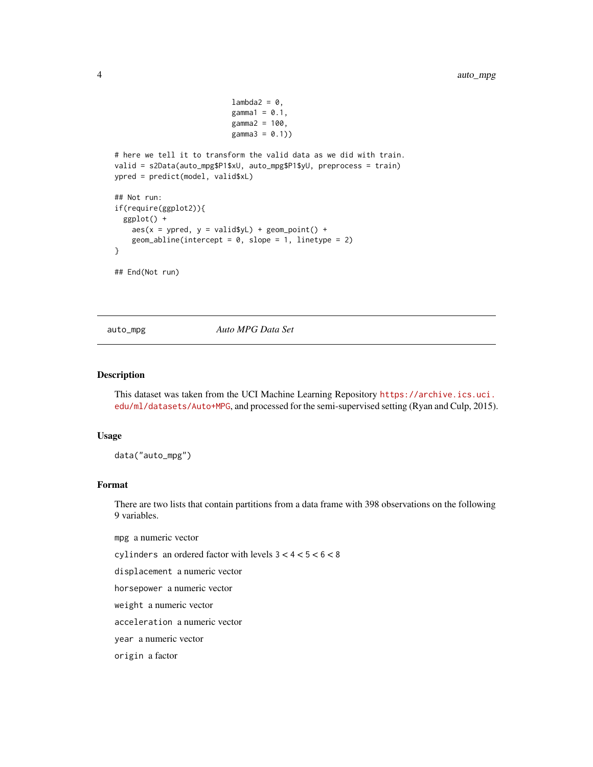```
                              lambda2 = 0,
                              gamma1 = 0.1,
                              gamma2 = 100,
                              gamma3 = 0.1))

# here we tell it to transform the valid data as we did with train.
valid = s2Data(auto_mpg$P1$xU, auto_mpg$P1$yU, preprocess = train)
ypred = predict(model, valid$xL)

## Not run:
if(require(ggplot2)){
  ggplot() +
    aes(x = ypred, y = valid$yL) + geom_point() +
    geom_abline(intercept = 0, slope = 1, linetype = 2)
}

## End(Not run)
```

---

## auto_mpg *Auto MPG Data Set*

### Description

This dataset was taken from the UCI Machine Learning Repository https://archive.ics.uci.edu/ml/datasets/Auto+MPG, and processed for the semi-supervised setting (Ryan and Culp, 2015).

### Usage

```
data("auto_mpg")
```

### Format

There are two lists that contain partitions from a data frame with 398 observations on the following 9 variables.

`mpg` a numeric vector

`cylinders` an ordered factor with levels 3 < 4 < 5 < 6 < 8

`displacement` a numeric vector

`horsepower` a numeric vector

`weight` a numeric vector

`acceleration` a numeric vector

`year` a numeric vector

`origin` a factor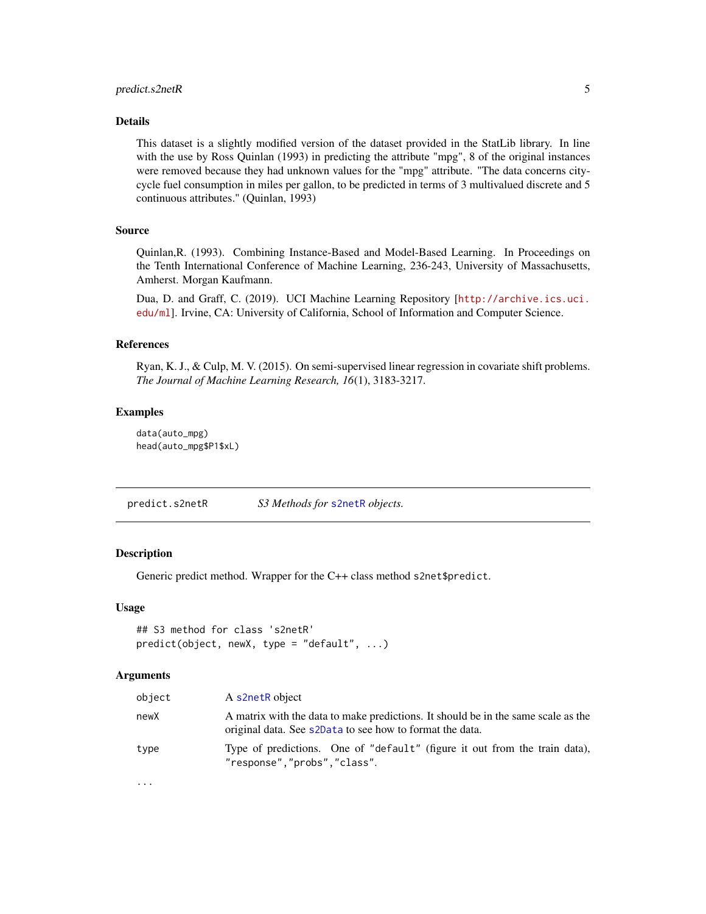### Details

This dataset is a slightly modified version of the dataset provided in the StatLib library. In line with the use by Ross Quinlan (1993) in predicting the attribute "mpg", 8 of the original instances were removed because they had unknown values for the "mpg" attribute. "The data concerns city-cycle fuel consumption in miles per gallon, to be predicted in terms of 3 multivalued discrete and 5 continuous attributes." (Quinlan, 1993)

### Source

Quinlan,R. (1993). Combining Instance-Based and Model-Based Learning. In Proceedings on the Tenth International Conference of Machine Learning, 236-243, University of Massachusetts, Amherst. Morgan Kaufmann.

Dua, D. and Graff, C. (2019). UCI Machine Learning Repository [http://archive.ics.uci.edu/ml]. Irvine, CA: University of California, School of Information and Computer Science.

### References

Ryan, K. J., & Culp, M. V. (2015). On semi-supervised linear regression in covariate shift problems. *The Journal of Machine Learning Research, 16*(1), 3183-3217.

### Examples

```
data(auto_mpg)
head(auto_mpg$P1$xL)
```

---

## predict.s2netR — *S3 Methods for* s2netR *objects.*

---

### Description

Generic predict method. Wrapper for the C++ class method `s2net$predict`.

### Usage

```
## S3 method for class 's2netR'
predict(object, newX, type = "default", ...)
```

### Arguments

| | |
|---|---|
| object | A `s2netR` object |
| newX | A matrix with the data to make predictions. It should be in the same scale as the original data. See `s2Data` to see how to format the data. |
| type | Type of predictions. One of `"default"` (figure it out from the train data), `"response"`,`"probs"`,`"class"`. |
| ... | |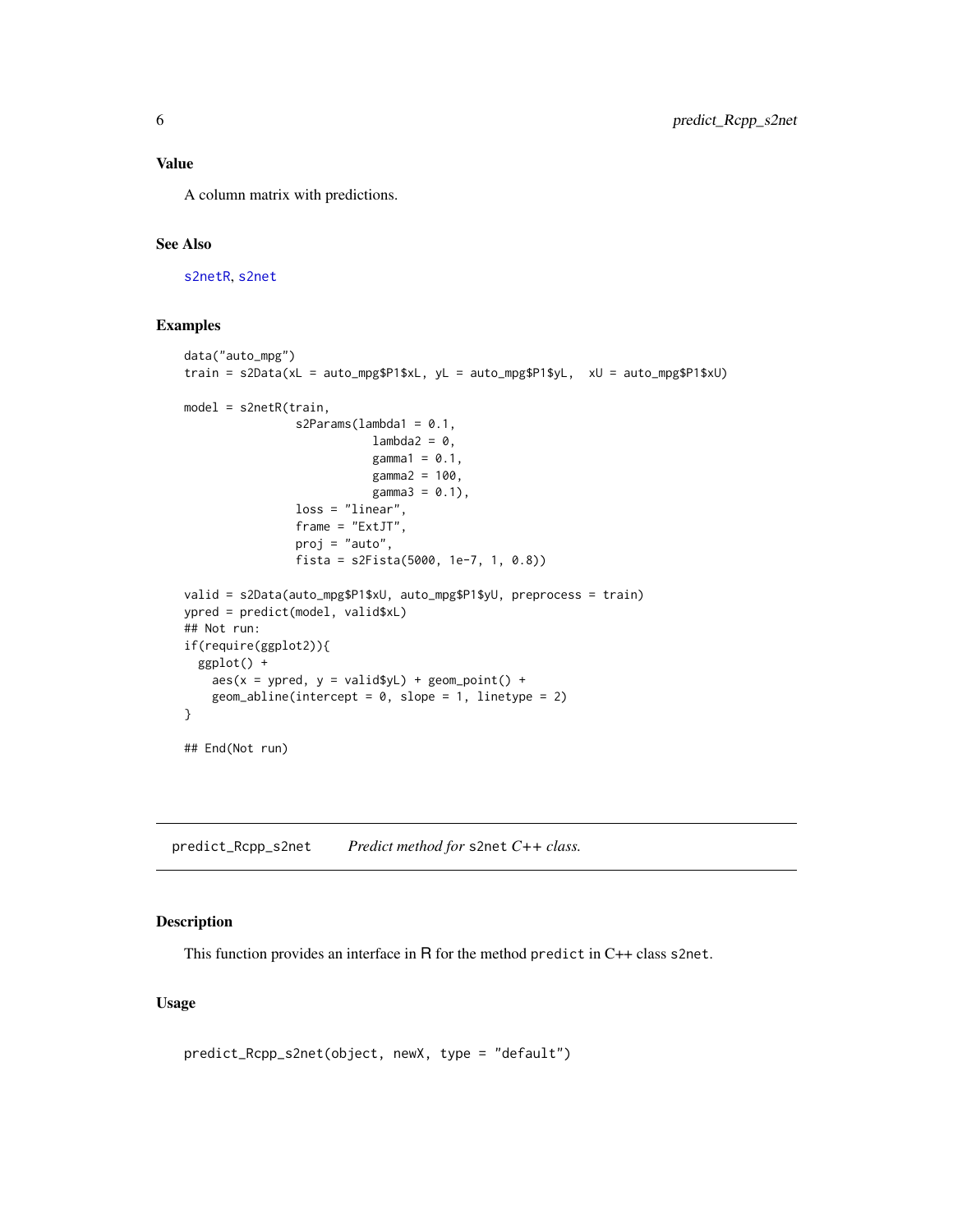### Value

A column matrix with predictions.

### See Also

s2netR, s2net

### Examples

```
data("auto_mpg")
train = s2Data(xL = auto_mpg$P1$xL, yL = auto_mpg$P1$yL,  xU = auto_mpg$P1$xU)

model = s2netR(train,
                s2Params(lambda1 = 0.1,
                         lambda2 = 0,
                         gamma1 = 0.1,
                         gamma2 = 100,
                         gamma3 = 0.1),
                loss = "linear",
                frame = "ExtJT",
                proj = "auto",
                fista = s2Fista(5000, 1e-7, 1, 0.8))

valid = s2Data(auto_mpg$P1$xU, auto_mpg$P1$yU, preprocess = train)
ypred = predict(model, valid$xL)
## Not run:
if(require(ggplot2)){
  ggplot() +
    aes(x = ypred, y = valid$yL) + geom_point() +
    geom_abline(intercept = 0, slope = 1, linetype = 2)
}

## End(Not run)
```

## predict_Rcpp_s2net    *Predict method for* `s2net` *C++ class.*

### Description

This function provides an interface in R for the method `predict` in C++ class `s2net`.

### Usage

```
predict_Rcpp_s2net(object, newX, type = "default")
```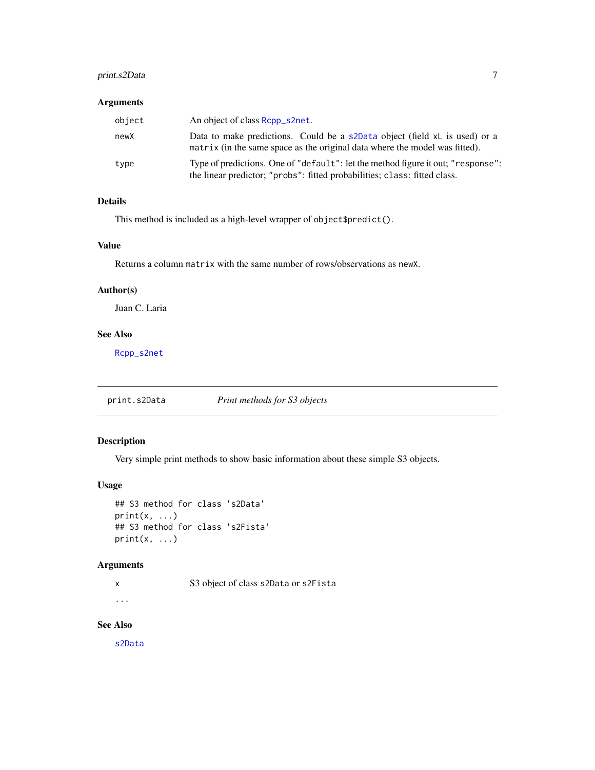### Arguments

| | |
|---|---|
| `object` | An object of class `Rcpp_s2net`. |
| `newX` | Data to make predictions. Could be a `s2Data` object (field `xL` is used) or a `matrix` (in the same space as the original data where the model was fitted). |
| `type` | Type of predictions. One of `"default"`: let the method figure it out; `"response"`: the linear predictor; `"probs"`: fitted probabilities; `class`: fitted class. |

### Details

This method is included as a high-level wrapper of `object$predict()`.

### Value

Returns a column `matrix` with the same number of rows/observations as `newX`.

### Author(s)

Juan C. Laria

### See Also

`Rcpp_s2net`

---

## `print.s2Data` *Print methods for S3 objects*

---

### Description

Very simple print methods to show basic information about these simple S3 objects.

### Usage

```
## S3 method for class 's2Data'
print(x, ...)
## S3 method for class 's2Fista'
print(x, ...)
```

### Arguments

| | |
|---|---|
| `x` | S3 object of class `s2Data` or `s2Fista` |
| `...` | |

### See Also

`s2Data`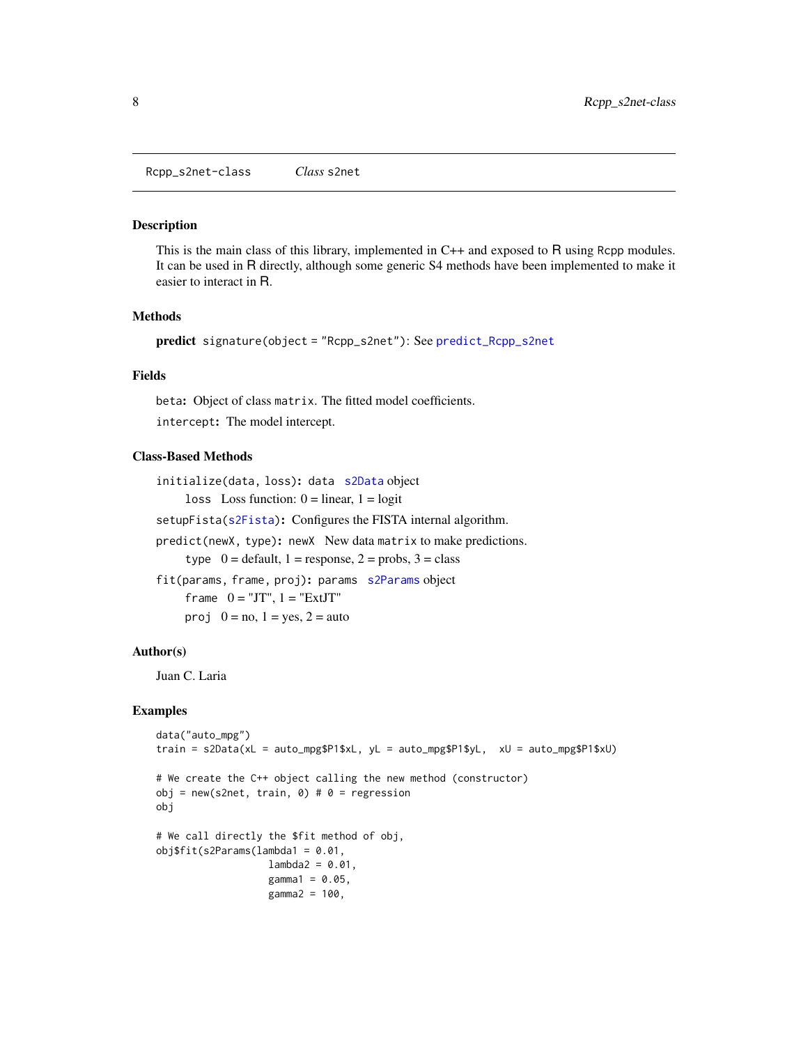`Rcpp_s2net-class` *Class* `s2net`

## Description

This is the main class of this library, implemented in C++ and exposed to R using Rcpp modules. It can be used in R directly, although some generic S4 methods have been implemented to make it easier to interact in R.

## Methods

**predict** `signature(object = "Rcpp_s2net")`: See `predict_Rcpp_s2net`

## Fields

`beta`: Object of class `matrix`. The fitted model coefficients.

`intercept`: The model intercept.

## Class-Based Methods

`initialize(data, loss)`: `data` `s2Data` object

- `loss` Loss function: 0 = linear, 1 = logit

`setupFista(s2Fista)`: Configures the FISTA internal algorithm.

`predict(newX, type)`: `newX` New data `matrix` to make predictions.

- `type` 0 = default, 1 = response, 2 = probs, 3 = class

`fit(params, frame, proj)`: `params` `s2Params` object

- `frame` 0 = "JT", 1 = "ExtJT"
- `proj` 0 = no, 1 = yes, 2 = auto

## Author(s)

Juan C. Laria

## Examples

```
data("auto_mpg")
train = s2Data(xL = auto_mpg$P1$xL, yL = auto_mpg$P1$yL,  xU = auto_mpg$P1$xU)

# We create the C++ object calling the new method (constructor)
obj = new(s2net, train, 0) # 0 = regression
obj

# We call directly the $fit method of obj,
obj$fit(s2Params(lambda1 = 0.01,
                 lambda2 = 0.01,
                 gamma1 = 0.05,
                 gamma2 = 100,
```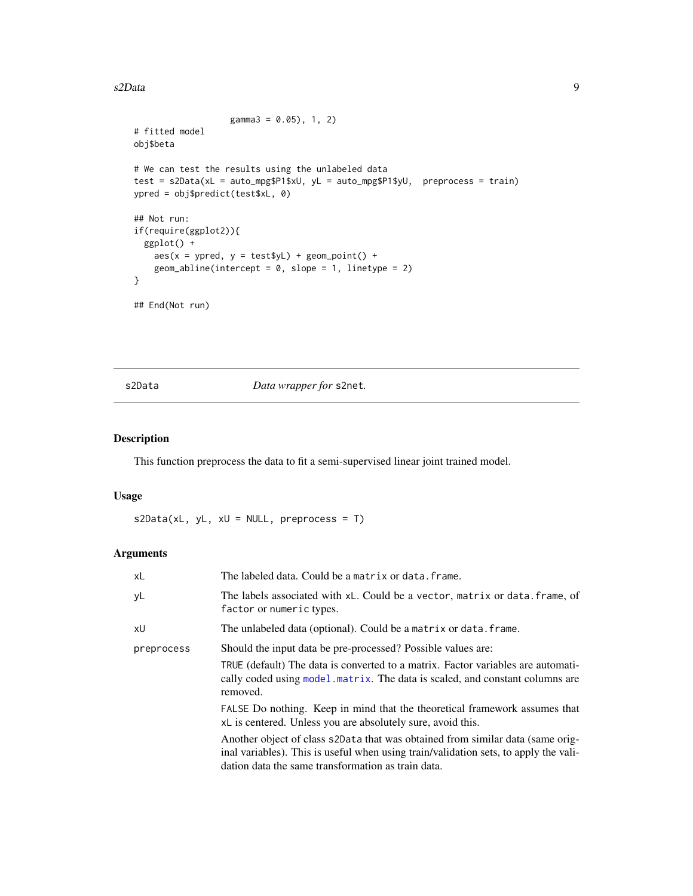```
                    gamma3 = 0.05), 1, 2)
# fitted model
obj$beta

# We can test the results using the unlabeled data
test = s2Data(xL = auto_mpg$P1$xU, yL = auto_mpg$P1$yU,  preprocess = train)
ypred = obj$predict(test$xL, 0)

## Not run:
if(require(ggplot2)){
  ggplot() +
    aes(x = ypred, y = test$yL) + geom_point() +
    geom_abline(intercept = 0, slope = 1, linetype = 2)
}

## End(Not run)
```

## s2Data — *Data wrapper for* `s2net`.

### Description

This function preprocess the data to fit a semi-supervised linear joint trained model.

### Usage

```
s2Data(xL, yL, xU = NULL, preprocess = T)
```

### Arguments

| Argument | Description |
|---|---|
| `xL` | The labeled data. Could be a `matrix` or `data.frame`. |
| `yL` | The labels associated with `xL`. Could be a `vector`, `matrix` or `data.frame`, of `factor` or `numeric` types. |
| `xU` | The unlabeled data (optional). Could be a `matrix` or `data.frame`. |
| `preprocess` | Should the input data be pre-processed? Possible values are:<br>`TRUE` (default) The data is converted to a matrix. Factor variables are automatically coded using `model.matrix`. The data is scaled, and constant columns are removed.<br>`FALSE` Do nothing. Keep in mind that the theoretical framework assumes that `xL` is centered. Unless you are absolutely sure, avoid this.<br>Another object of class `s2Data` that was obtained from similar data (same original variables). This is useful when using train/validation sets, to apply the validation data the same transformation as train data. |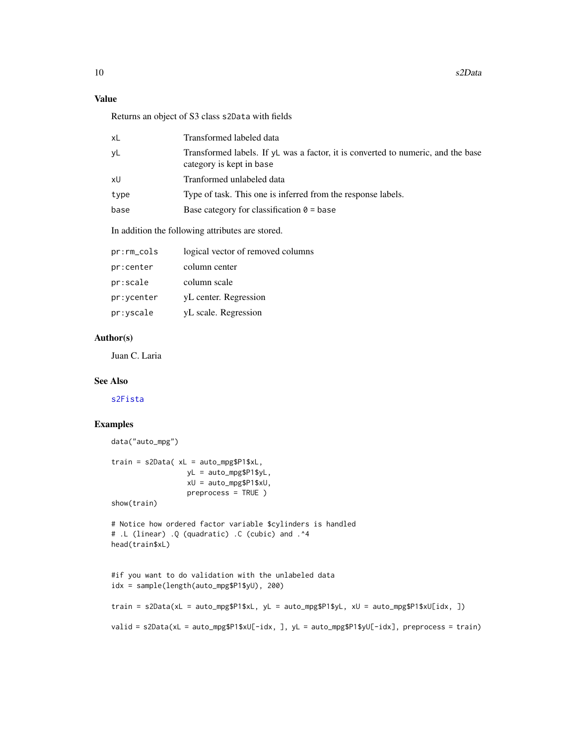## Value

Returns an object of S3 class s2Data with fields

| | |
|---|---|
| xL | Transformed labeled data |
| yL | Transformed labels. If yL was a factor, it is converted to numeric, and the base category is kept in base |
| xU | Tranformed unlabeled data |
| type | Type of task. This one is inferred from the response labels. |
| base | Base category for classification 0 = base |

In addition the following attributes are stored.

| | |
|---|---|
| pr:rm_cols | logical vector of removed columns |
| pr:center | column center |
| pr:scale | column scale |
| pr:ycenter | yL center. Regression |
| pr:yscale | yL scale. Regression |

## Author(s)

Juan C. Laria

## See Also

s2Fista

## Examples

```
data("auto_mpg")

train = s2Data( xL = auto_mpg$P1$xL,
                yL = auto_mpg$P1$yL,
                xU = auto_mpg$P1$xU,
                preprocess = TRUE )
show(train)

# Notice how ordered factor variable $cylinders is handled
# .L (linear) .Q (quadratic) .C (cubic) and .^4
head(train$xL)


#if you want to do validation with the unlabeled data
idx = sample(length(auto_mpg$P1$yU), 200)

train = s2Data(xL = auto_mpg$P1$xL, yL = auto_mpg$P1$yL, xU = auto_mpg$P1$xU[idx, ])

valid = s2Data(xL = auto_mpg$P1$xU[-idx, ], yL = auto_mpg$P1$yU[-idx], preprocess = train)
```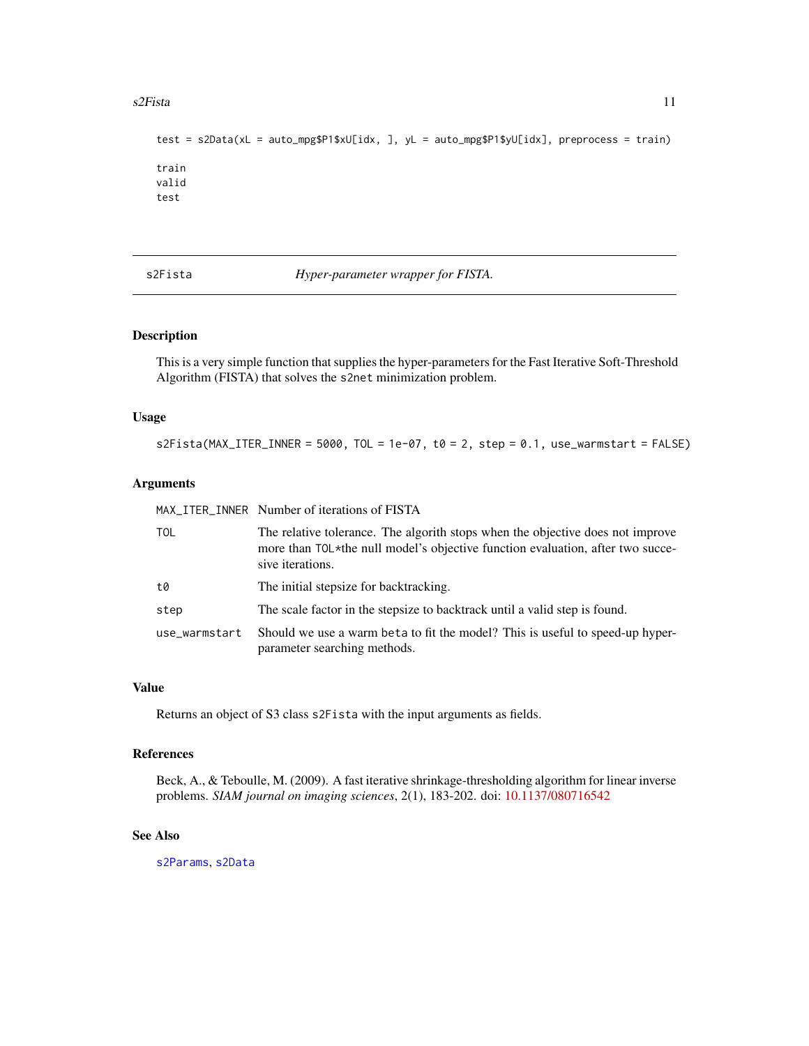```
test = s2Data(xL = auto_mpg$P1$xU[idx, ], yL = auto_mpg$P1$yU[idx], preprocess = train)

train
valid
test
```

## s2Fista — *Hyper-parameter wrapper for FISTA.*

### Description

This is a very simple function that supplies the hyper-parameters for the Fast Iterative Soft-Threshold Algorithm (FISTA) that solves the `s2net` minimization problem.

### Usage

```
s2Fista(MAX_ITER_INNER = 5000, TOL = 1e-07, t0 = 2, step = 0.1, use_warmstart = FALSE)
```

### Arguments

| | |
|---|---|
| `MAX_ITER_INNER` | Number of iterations of FISTA |
| `TOL` | The relative tolerance. The algorith stops when the objective does not improve more than `TOL`*the null model's objective function evaluation, after two successive iterations. |
| `t0` | The initial stepsize for backtracking. |
| `step` | The scale factor in the stepsize to backtrack until a valid step is found. |
| `use_warmstart` | Should we use a warm `beta` to fit the model? This is useful to speed-up hyper-parameter searching methods. |

### Value

Returns an object of S3 class `s2Fista` with the input arguments as fields.

### References

Beck, A., & Teboulle, M. (2009). A fast iterative shrinkage-thresholding algorithm for linear inverse problems. *SIAM journal on imaging sciences*, 2(1), 183-202. doi: 10.1137/080716542

### See Also

`s2Params`, `s2Data`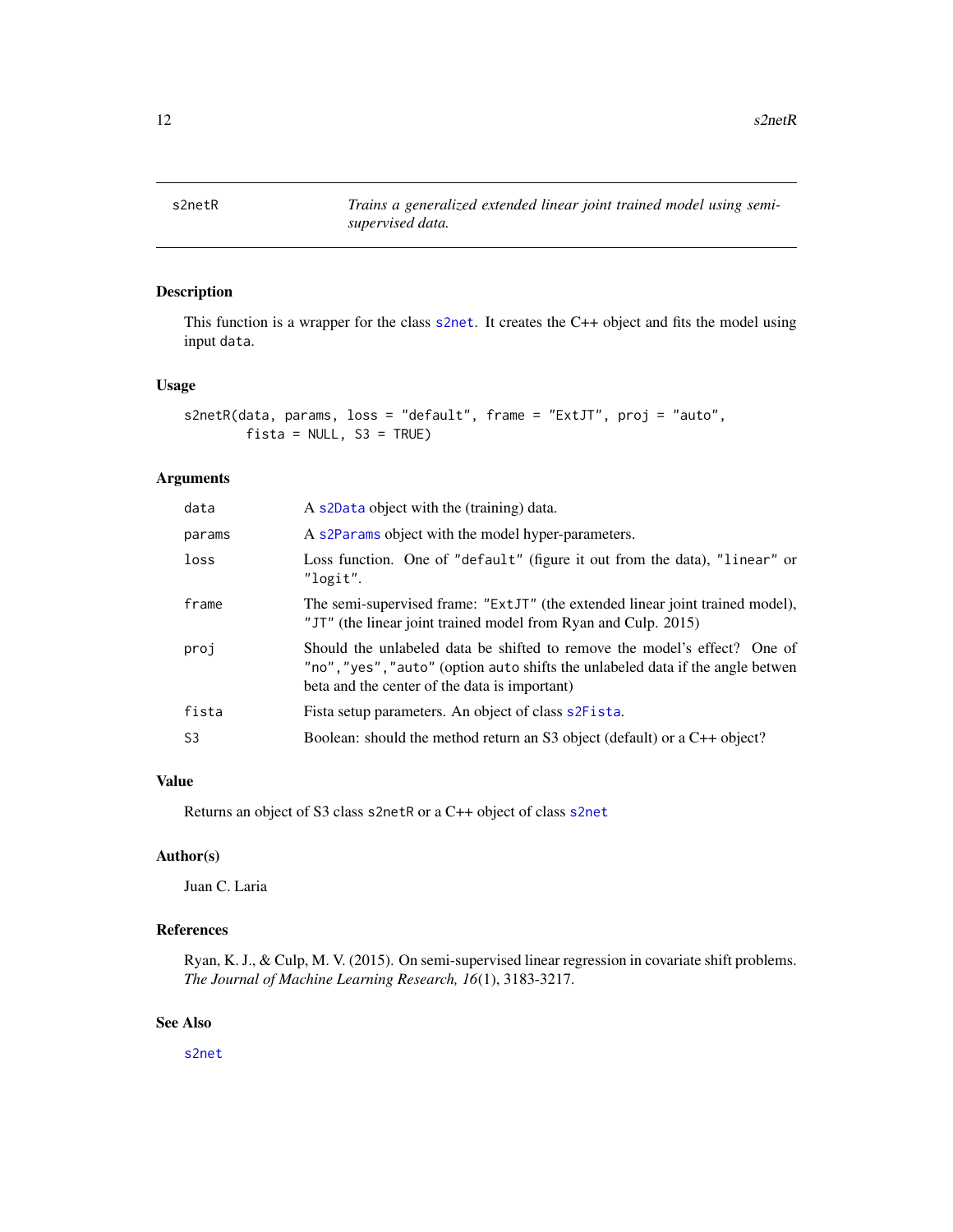## s2netR — *Trains a generalized extended linear joint trained model using semi-supervised data.*

### Description

This function is a wrapper for the class s2net. It creates the C++ object and fits the model using input data.

### Usage

```
s2netR(data, params, loss = "default", frame = "ExtJT", proj = "auto",
       fista = NULL, S3 = TRUE)
```

### Arguments

| | |
|---|---|
| data | A s2Data object with the (training) data. |
| params | A s2Params object with the model hyper-parameters. |
| loss | Loss function. One of "default" (figure it out from the data), "linear" or "logit". |
| frame | The semi-supervised frame: "ExtJT" (the extended linear joint trained model), "JT" (the linear joint trained model from Ryan and Culp. 2015) |
| proj | Should the unlabeled data be shifted to remove the model's effect? One of "no","yes","auto" (option auto shifts the unlabeled data if the angle betwen beta and the center of the data is important) |
| fista | Fista setup parameters. An object of class s2Fista. |
| S3 | Boolean: should the method return an S3 object (default) or a C++ object? |

### Value

Returns an object of S3 class s2netR or a C++ object of class s2net

### Author(s)

Juan C. Laria

### References

Ryan, K. J., & Culp, M. V. (2015). On semi-supervised linear regression in covariate shift problems. *The Journal of Machine Learning Research, 16*(1), 3183-3217.

### See Also

s2net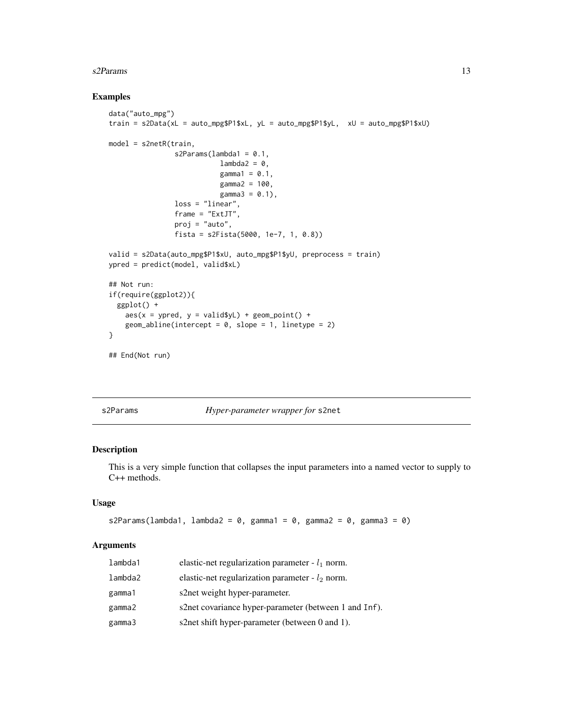## Examples

```
data("auto_mpg")
train = s2Data(xL = auto_mpg$P1$xL, yL = auto_mpg$P1$yL,  xU = auto_mpg$P1$xU)

model = s2netR(train,
               s2Params(lambda1 = 0.1,
                        lambda2 = 0,
                        gamma1 = 0.1,
                        gamma2 = 100,
                        gamma3 = 0.1),
               loss = "linear",
               frame = "ExtJT",
               proj = "auto",
               fista = s2Fista(5000, 1e-7, 1, 0.8))

valid = s2Data(auto_mpg$P1$xU, auto_mpg$P1$yU, preprocess = train)
ypred = predict(model, valid$xL)

## Not run:
if(require(ggplot2)){
  ggplot() +
    aes(x = ypred, y = valid$yL) + geom_point() +
    geom_abline(intercept = 0, slope = 1, linetype = 2)
}

## End(Not run)
```

# s2Params — *Hyper-parameter wrapper for* s2net

## Description

This is a very simple function that collapses the input parameters into a named vector to supply to C++ methods.

## Usage

```
s2Params(lambda1, lambda2 = 0, gamma1 = 0, gamma2 = 0, gamma3 = 0)
```

## Arguments

| | |
|---|---|
| lambda1 | elastic-net regularization parameter - $l_1$ norm. |
| lambda2 | elastic-net regularization parameter - $l_2$ norm. |
| gamma1 | s2net weight hyper-parameter. |
| gamma2 | s2net covariance hyper-parameter (between 1 and Inf). |
| gamma3 | s2net shift hyper-parameter (between 0 and 1). |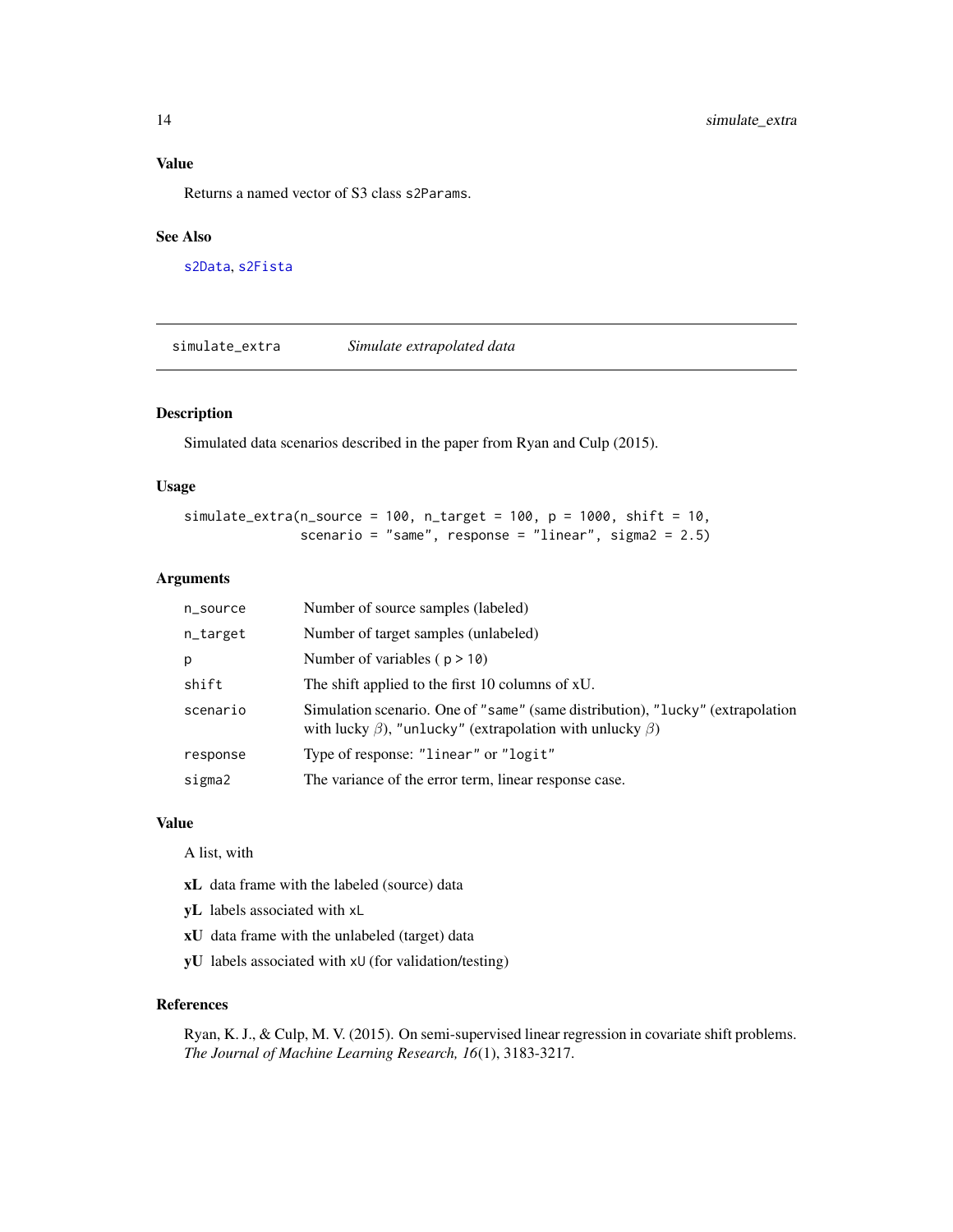### Value

Returns a named vector of S3 class s2Params.

### See Also

s2Data, s2Fista

## simulate_extra — *Simulate extrapolated data*

### Description

Simulated data scenarios described in the paper from Ryan and Culp (2015).

### Usage

```
simulate_extra(n_source = 100, n_target = 100, p = 1000, shift = 10,
               scenario = "same", response = "linear", sigma2 = 2.5)
```

### Arguments

| | |
|---|---|
| n_source | Number of source samples (labeled) |
| n_target | Number of target samples (unlabeled) |
| p | Number of variables ( p > 10) |
| shift | The shift applied to the first 10 columns of xU. |
| scenario | Simulation scenario. One of "same" (same distribution), "lucky" (extrapolation with lucky $\beta$), "unlucky" (extrapolation with unlucky $\beta$) |
| response | Type of response: "linear" or "logit" |
| sigma2 | The variance of the error term, linear response case. |

### Value

A list, with

- **xL** data frame with the labeled (source) data
- **yL** labels associated with xL
- **xU** data frame with the unlabeled (target) data
- **yU** labels associated with xU (for validation/testing)

### References

Ryan, K. J., & Culp, M. V. (2015). On semi-supervised linear regression in covariate shift problems. *The Journal of Machine Learning Research, 16*(1), 3183-3217.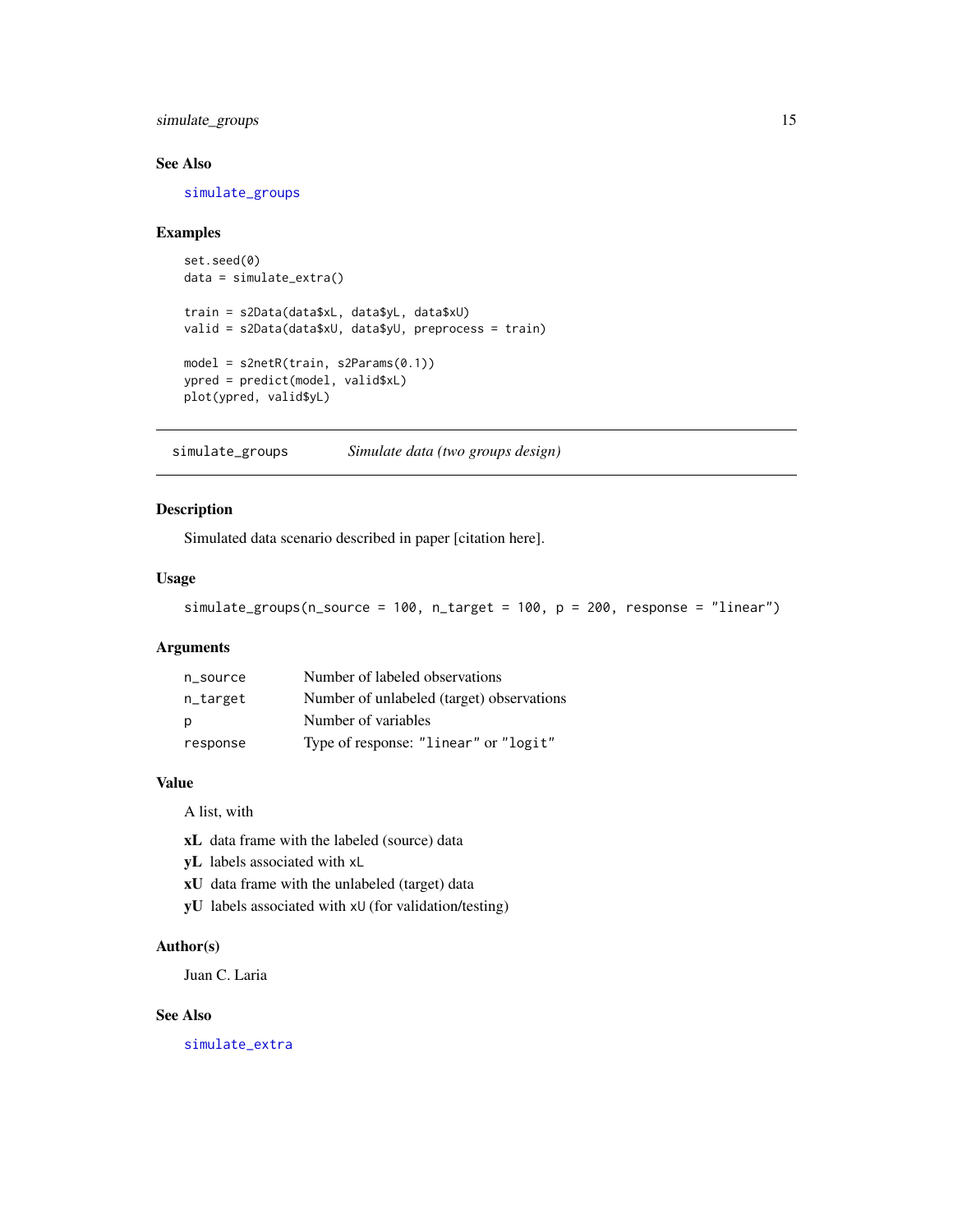### See Also

simulate_groups

### Examples

```
set.seed(0)
data = simulate_extra()

train = s2Data(data$xL, data$yL, data$xU)
valid = s2Data(data$xU, data$yU, preprocess = train)

model = s2netR(train, s2Params(0.1))
ypred = predict(model, valid$xL)
plot(ypred, valid$yL)
```

---

## simulate_groups    *Simulate data (two groups design)*

---

### Description

Simulated data scenario described in paper [citation here].

### Usage

```
simulate_groups(n_source = 100, n_target = 100, p = 200, response = "linear")
```

### Arguments

| | |
|---|---|
| n_source | Number of labeled observations |
| n_target | Number of unlabeled (target) observations |
| p | Number of variables |
| response | Type of response: "linear" or "logit" |

### Value

A list, with

- **xL** data frame with the labeled (source) data
- **yL** labels associated with xL
- **xU** data frame with the unlabeled (target) data
- **yU** labels associated with xU (for validation/testing)

### Author(s)

Juan C. Laria

### See Also

simulate_extra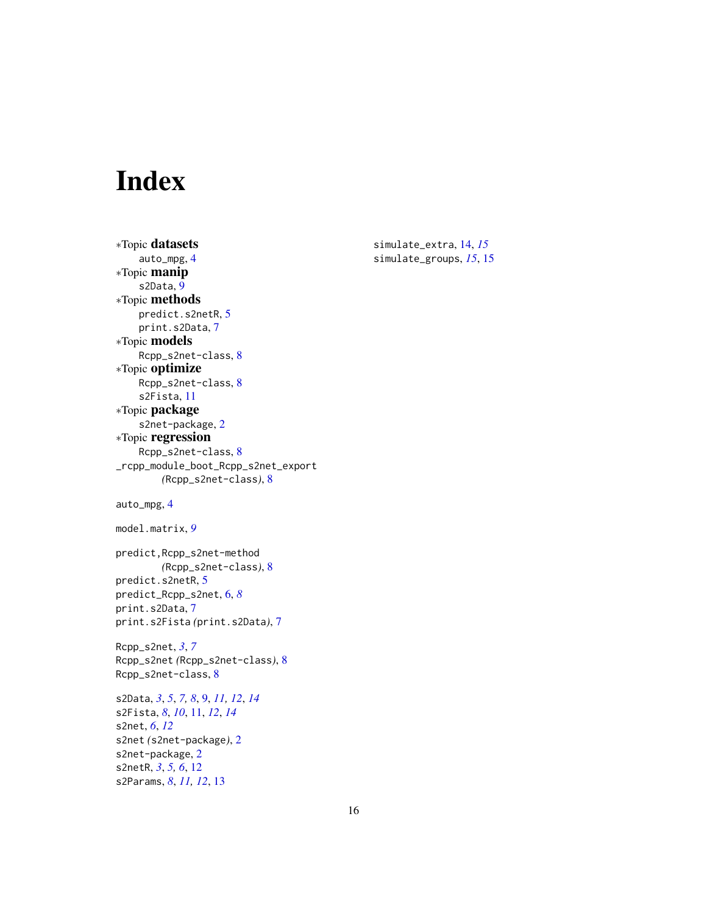# Index

∗Topic **datasets**
- auto_mpg, 4

∗Topic **manip**
- s2Data, 9

∗Topic **methods**
- predict.s2netR, 5
- print.s2Data, 7

∗Topic **models**
- Rcpp_s2net-class, 8

∗Topic **optimize**
- Rcpp_s2net-class, 8
- s2Fista, 11

∗Topic **package**
- s2net-package, 2

∗Topic **regression**
- Rcpp_s2net-class, 8

_rcpp_module_boot_Rcpp_s2net_export (Rcpp_s2net-class), 8

auto_mpg, 4

model.matrix, *9*

predict,Rcpp_s2net-method (Rcpp_s2net-class), 8
predict.s2netR, 5
predict_Rcpp_s2net, 6, *8*
print.s2Data, 7
print.s2Fista (print.s2Data), 7

Rcpp_s2net, *3*, *7*
Rcpp_s2net (Rcpp_s2net-class), 8
Rcpp_s2net-class, 8

s2Data, *3*, *5*, *7, 8*, 9, *11, 12*, *14*
s2Fista, *8*, *10*, 11, *12*, *14*
s2net, *6*, *12*
s2net (s2net-package), 2
s2net-package, 2
s2netR, *3*, *5, 6*, 12
s2Params, *8*, *11, 12*, 13

simulate_extra, 14, *15*
simulate_groups, *15*, 15